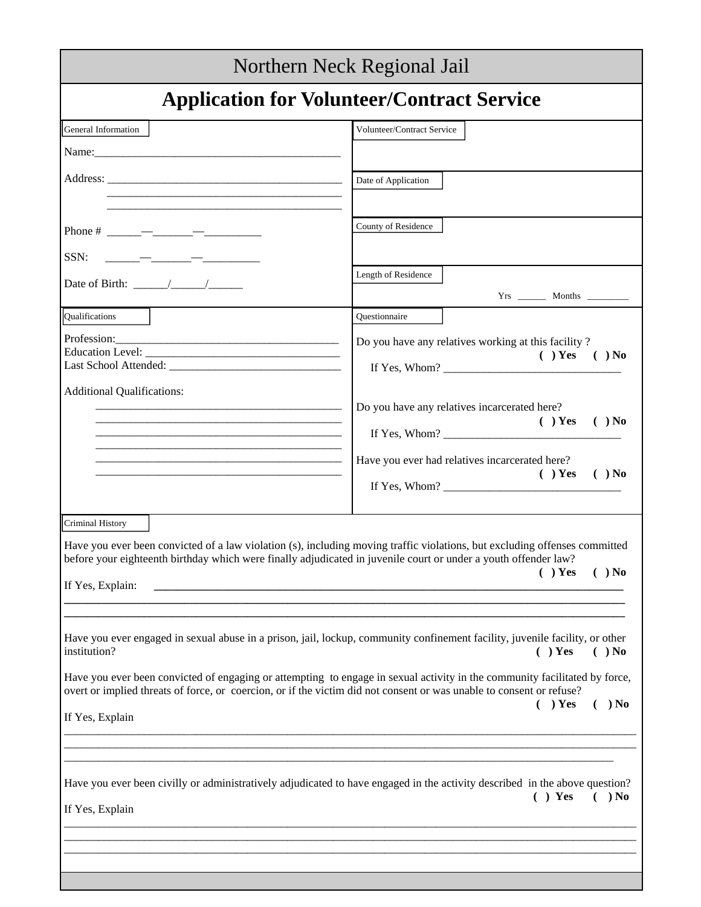# Northern Neck Regional Jail

## Application for Volunteer/Contract Service

**General Information**

Name:___________________________________________

Address: _________________________________________
_________________________________________
_________________________________________

Phone # ______—_______—__________

SSN: ______—_______—__________

Date of Birth: ______/______/______

**Volunteer/Contract Service**

**Date of Application**

**County of Residence**

**Length of Residence**

Yrs ______ Months ________

**Qualifications**

Profession:_____________________________________
Education Level: __________________________________
Last School Attended: ______________________________

Additional Qualifications:
____________________________________________
____________________________________________
____________________________________________
____________________________________________
____________________________________________
____________________________________________

**Questionnaire**

Do you have any relatives working at this facility ? **( ) Yes ( ) No**
If Yes, Whom? _______________________________

Do you have any relatives incarcerated here? **( ) Yes ( ) No**
If Yes, Whom? _______________________________

Have you ever had relatives incarcerated here? **( ) Yes ( ) No**
If Yes, Whom? _______________________________

**Criminal History**

Have you ever been convicted of a law violation (s), including moving traffic violations, but excluding offenses committed before your eighteenth birthday which were finally adjudicated in juvenile court or under a youth offender law? **( ) Yes ( ) No**

If Yes, Explain: ______________________________________________________________________________
______________________________________________________________________________
______________________________________________________________________________

Have you ever engaged in sexual abuse in a prison, jail, lockup, community confinement facility, juvenile facility, or other institution? **( ) Yes ( ) No**

Have you ever been convicted of engaging or attempting to engage in sexual activity in the community facilitated by force, overt or implied threats of force, or coercion, or if the victim did not consent or was unable to consent or refuse? **( ) Yes ( ) No**

If Yes, Explain
______________________________________________________________________________
______________________________________________________________________________
______________________________________________________________________________

Have you ever been civilly or administratively adjudicated to have engaged in the activity described in the above question? **( ) Yes ( ) No**

If Yes, Explain
______________________________________________________________________________
______________________________________________________________________________
______________________________________________________________________________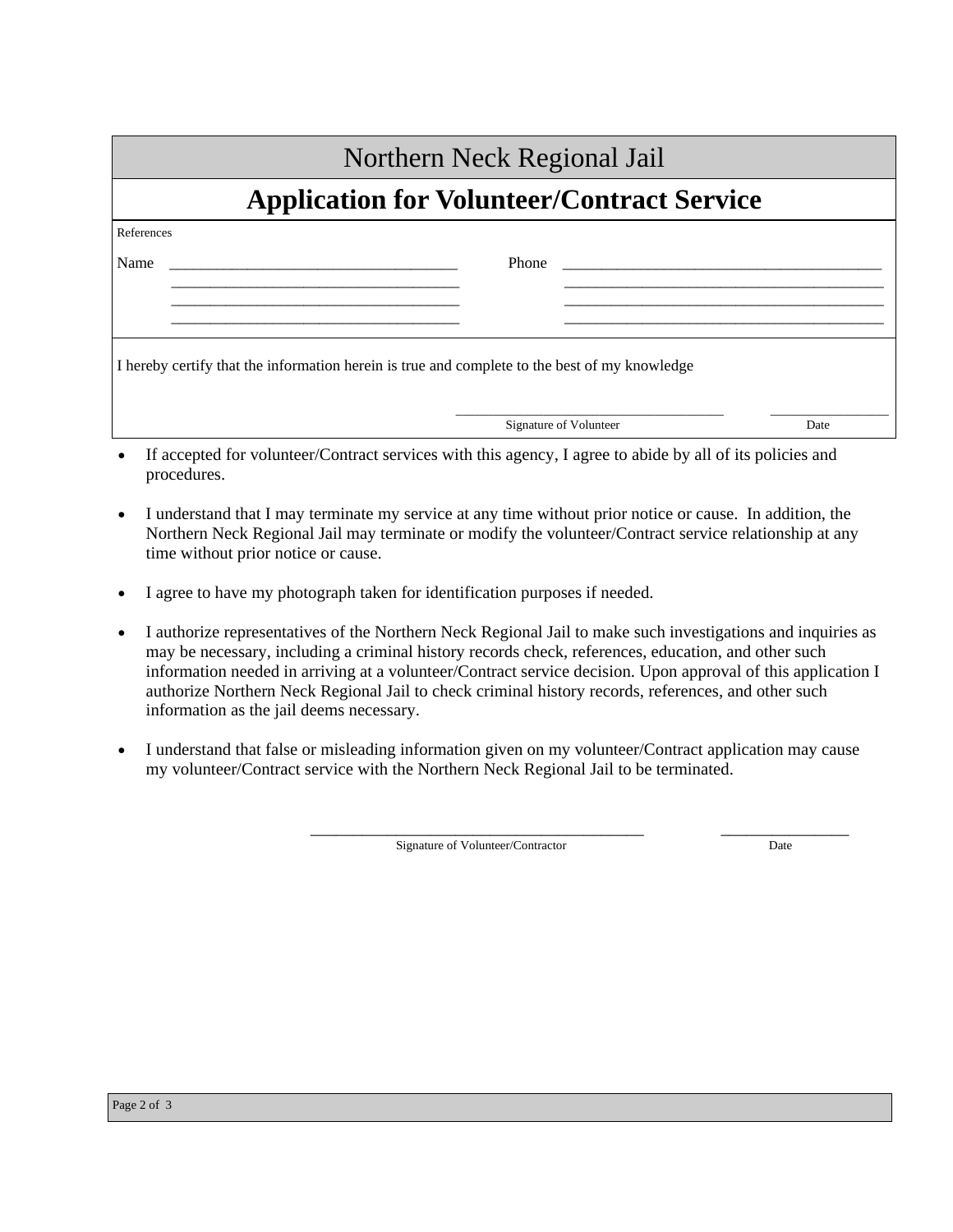# Northern Neck Regional Jail

## Application for Volunteer/Contract Service

References

Name \_\_\_\_\_\_\_\_\_\_\_\_\_\_\_\_\_\_\_\_\_\_\_\_\_\_\_\_\_\_\_\_\_\_\_ Phone \_\_\_\_\_\_\_\_\_\_\_\_\_\_\_\_\_\_\_\_\_\_\_\_\_\_\_\_\_\_\_\_\_\_\_\_\_\_\_

\_\_\_\_\_\_\_\_\_\_\_\_\_\_\_\_\_\_\_\_\_\_\_\_\_\_\_\_\_\_\_\_\_\_\_ \_\_\_\_\_\_\_\_\_\_\_\_\_\_\_\_\_\_\_\_\_\_\_\_\_\_\_\_\_\_\_\_\_\_\_\_\_\_\_

\_\_\_\_\_\_\_\_\_\_\_\_\_\_\_\_\_\_\_\_\_\_\_\_\_\_\_\_\_\_\_\_\_\_\_ \_\_\_\_\_\_\_\_\_\_\_\_\_\_\_\_\_\_\_\_\_\_\_\_\_\_\_\_\_\_\_\_\_\_\_\_\_\_\_

\_\_\_\_\_\_\_\_\_\_\_\_\_\_\_\_\_\_\_\_\_\_\_\_\_\_\_\_\_\_\_\_\_\_\_ \_\_\_\_\_\_\_\_\_\_\_\_\_\_\_\_\_\_\_\_\_\_\_\_\_\_\_\_\_\_\_\_\_\_\_\_\_\_\_

I hereby certify that the information herein is true and complete to the best of my knowledge

\_\_\_\_\_\_\_\_\_\_\_\_\_\_\_\_\_\_\_\_\_\_\_\_\_\_\_\_\_\_\_\_\_\_\_ \_\_\_\_\_\_\_\_\_\_\_\_\_\_\_\_\_
Signature of Volunteer Date

- If accepted for volunteer/Contract services with this agency, I agree to abide by all of its policies and procedures.
- I understand that I may terminate my service at any time without prior notice or cause. In addition, the Northern Neck Regional Jail may terminate or modify the volunteer/Contract service relationship at any time without prior notice or cause.
- I agree to have my photograph taken for identification purposes if needed.
- I authorize representatives of the Northern Neck Regional Jail to make such investigations and inquiries as may be necessary, including a criminal history records check, references, education, and other such information needed in arriving at a volunteer/Contract service decision. Upon approval of this application I authorize Northern Neck Regional Jail to check criminal history records, references, and other such information as the jail deems necessary.
- I understand that false or misleading information given on my volunteer/Contract application may cause my volunteer/Contract service with the Northern Neck Regional Jail to be terminated.

\_\_\_\_\_\_\_\_\_\_\_\_\_\_\_\_\_\_\_\_\_\_\_\_\_\_\_\_\_\_\_\_\_\_\_\_\_\_\_\_\_\_\_ \_\_\_\_\_\_\_\_\_\_\_\_\_\_\_\_
Signature of Volunteer/Contractor Date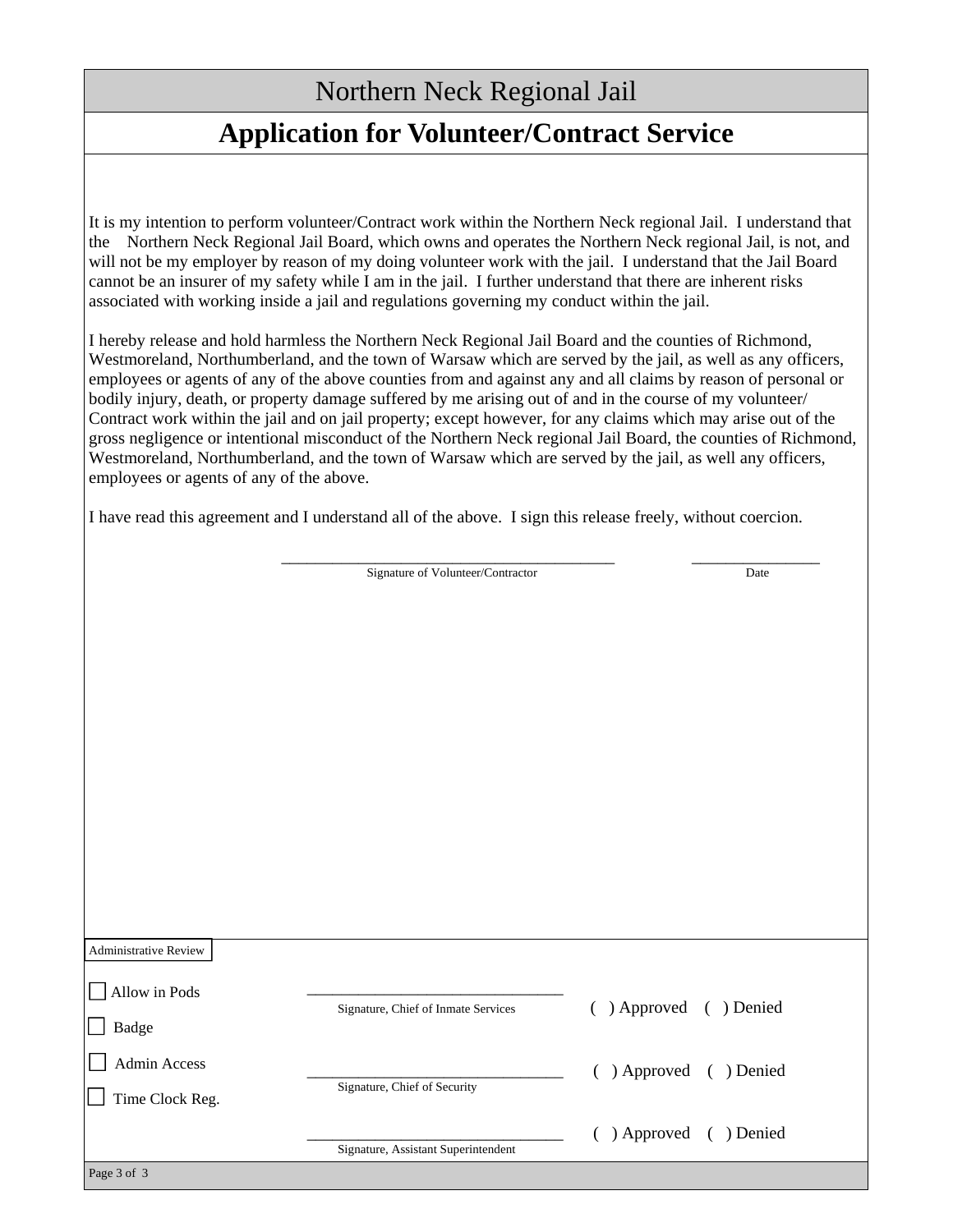# Northern Neck Regional Jail

## Application for Volunteer/Contract Service

It is my intention to perform volunteer/Contract work within the Northern Neck regional Jail. I understand that the Northern Neck Regional Jail Board, which owns and operates the Northern Neck regional Jail, is not, and will not be my employer by reason of my doing volunteer work with the jail. I understand that the Jail Board cannot be an insurer of my safety while I am in the jail. I further understand that there are inherent risks associated with working inside a jail and regulations governing my conduct within the jail.

I hereby release and hold harmless the Northern Neck Regional Jail Board and the counties of Richmond, Westmoreland, Northumberland, and the town of Warsaw which are served by the jail, as well as any officers, employees or agents of any of the above counties from and against any and all claims by reason of personal or bodily injury, death, or property damage suffered by me arising out of and in the course of my volunteer/ Contract work within the jail and on jail property; except however, for any claims which may arise out of the gross negligence or intentional misconduct of the Northern Neck regional Jail Board, the counties of Richmond, Westmoreland, Northumberland, and the town of Warsaw which are served by the jail, as well any officers, employees or agents of any of the above.

I have read this agreement and I understand all of the above. I sign this release freely, without coercion.

\_\_\_\_\_\_\_\_\_\_\_\_\_\_\_\_\_\_\_\_\_\_\_\_\_\_\_\_\_\_\_\_\_\_\_\_\_\_\_\_ \_\_\_\_\_\_\_\_\_\_\_\_\_\_\_\_
Signature of Volunteer/Contractor Date

Administrative Review

☐ Allow in Pods

☐ Badge

☐ Admin Access

☐ Time Clock Reg.

\_\_\_\_\_\_\_\_\_\_\_\_\_\_\_\_\_\_\_\_\_\_\_\_\_\_\_\_\_\_\_\_\_
Signature, Chief of Inmate Services ( ) Approved ( ) Denied

\_\_\_\_\_\_\_\_\_\_\_\_\_\_\_\_\_\_\_\_\_\_\_\_\_\_\_\_\_\_\_\_\_
Signature, Chief of Security ( ) Approved ( ) Denied

\_\_\_\_\_\_\_\_\_\_\_\_\_\_\_\_\_\_\_\_\_\_\_\_\_\_\_\_\_\_\_\_\_
Signature, Assistant Superintendent ( ) Approved ( ) Denied